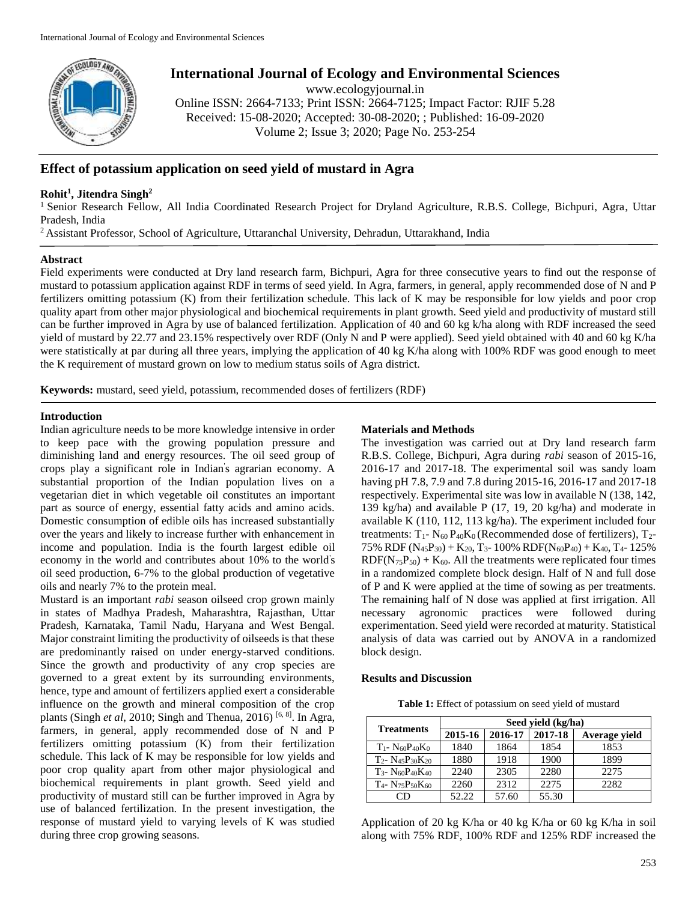# International Journal of Ecology and Environmental Sciences

www.ecologyjournal.in

Online ISSN: 2664-7133; Print ISSN: 2664-7125; Impact Factor: RJIF 5.28

Received: 15-08-2020; Accepted: 30-08-2020; ; Published: 16-09-2020

Volume 2; Issue 3; 2020; Page No. 253-254

## Effect of potassium application on seed yield of mustard in Agra

**Rohit[1], Jitendra Singh[2]**

[1] Senior Research Fellow, All India Coordinated Research Project for Dryland Agriculture, R.B.S. College, Bichpuri, Agra, Uttar Pradesh, India

[2] Assistant Professor, School of Agriculture, Uttaranchal University, Dehradun, Uttarakhand, India

### Abstract

Field experiments were conducted at Dry land research farm, Bichpuri, Agra for three consecutive years to find out the response of mustard to potassium application against RDF in terms of seed yield. In Agra, farmers, in general, apply recommended dose of N and P fertilizers omitting potassium (K) from their fertilization schedule. This lack of K may be responsible for low yields and poor crop quality apart from other major physiological and biochemical requirements in plant growth. Seed yield and productivity of mustard still can be further improved in Agra by use of balanced fertilization. Application of 40 and 60 kg k/ha along with RDF increased the seed yield of mustard by 22.77 and 23.15% respectively over RDF (Only N and P were applied). Seed yield obtained with 40 and 60 kg K/ha were statistically at par during all three years, implying the application of 40 kg K/ha along with 100% RDF was good enough to meet the K requirement of mustard grown on low to medium status soils of Agra district.

**Keywords:** mustard, seed yield, potassium, recommended doses of fertilizers (RDF)

### Introduction

Indian agriculture needs to be more knowledge intensive in order to keep pace with the growing population pressure and diminishing land and energy resources. The oil seed group of crops play a significant role in Indian's agrarian economy. A substantial proportion of the Indian population lives on a vegetarian diet in which vegetable oil constitutes an important part as source of energy, essential fatty acids and amino acids. Domestic consumption of edible oils has increased substantially over the years and likely to increase further with enhancement in income and population. India is the fourth largest edible oil economy in the world and contributes about 10% to the world's oil seed production, 6-7% to the global production of vegetative oils and nearly 7% to the protein meal.

Mustard is an important *rabi* season oilseed crop grown mainly in states of Madhya Pradesh, Maharashtra, Rajasthan, Uttar Pradesh, Karnataka, Tamil Nadu, Haryana and West Bengal. Major constraint limiting the productivity of oilseeds is that these are predominantly raised on under energy-starved conditions. Since the growth and productivity of any crop species are governed to a great extent by its surrounding environments, hence, type and amount of fertilizers applied exert a considerable influence on the growth and mineral composition of the crop plants (Singh *et al*, 2010; Singh and Thenua, 2016) [6, 8]. In Agra, farmers, in general, apply recommended dose of N and P fertilizers omitting potassium (K) from their fertilization schedule. This lack of K may be responsible for low yields and poor crop quality apart from other major physiological and biochemical requirements in plant growth. Seed yield and productivity of mustard still can be further improved in Agra by use of balanced fertilization. In the present investigation, the response of mustard yield to varying levels of K was studied during three crop growing seasons.

### Materials and Methods

The investigation was carried out at Dry land research farm R.B.S. College, Bichpuri, Agra during *rabi* season of 2015-16, 2016-17 and 2017-18. The experimental soil was sandy loam having pH 7.8, 7.9 and 7.8 during 2015-16, 2016-17 and 2017-18 respectively. Experimental site was low in available N (138, 142, 139 kg/ha) and available P (17, 19, 20 kg/ha) and moderate in available K (110, 112, 113 kg/ha). The experiment included four treatments: $T_1$- $N_{60}P_{40}K_0$ (Recommended dose of fertilizers), $T_2$- 75% RDF ($N_{45}P_{30}$) + $K_{20}$, $T_3$- 100% RDF($N_{60}P_{40}$) + $K_{40}$, $T_4$- 125% RDF($N_{75}P_{50}$) + $K_{60}$. All the treatments were replicated four times in a randomized complete block design. Half of N and full dose of P and K were applied at the time of sowing as per treatments. The remaining half of N dose was applied at first irrigation. All necessary agronomic practices were followed during experimentation. Seed yield were recorded at maturity. Statistical analysis of data was carried out by ANOVA in a randomized block design.

### Results and Discussion

**Table 1:** Effect of potassium on seed yield of mustard

| Treatments | Seed yield (kg/ha) | | | |
|---|---|---|---|---|
| | 2015-16 | 2016-17 | 2017-18 | Average yield |
| $T_1$- $N_{60}P_{40}K_0$ | 1840 | 1864 | 1854 | 1853 |
| $T_2$- $N_{45}P_{30}K_{20}$ | 1880 | 1918 | 1900 | 1899 |
| $T_3$- $N_{60}P_{40}K_{40}$ | 2240 | 2305 | 2280 | 2275 |
| $T_4$- $N_{75}P_{50}K_{60}$ | 2260 | 2312 | 2275 | 2282 |
| CD | 52.22 | 57.60 | 55.30 | |

Application of 20 kg K/ha or 40 kg K/ha or 60 kg K/ha in soil along with 75% RDF, 100% RDF and 125% RDF increased the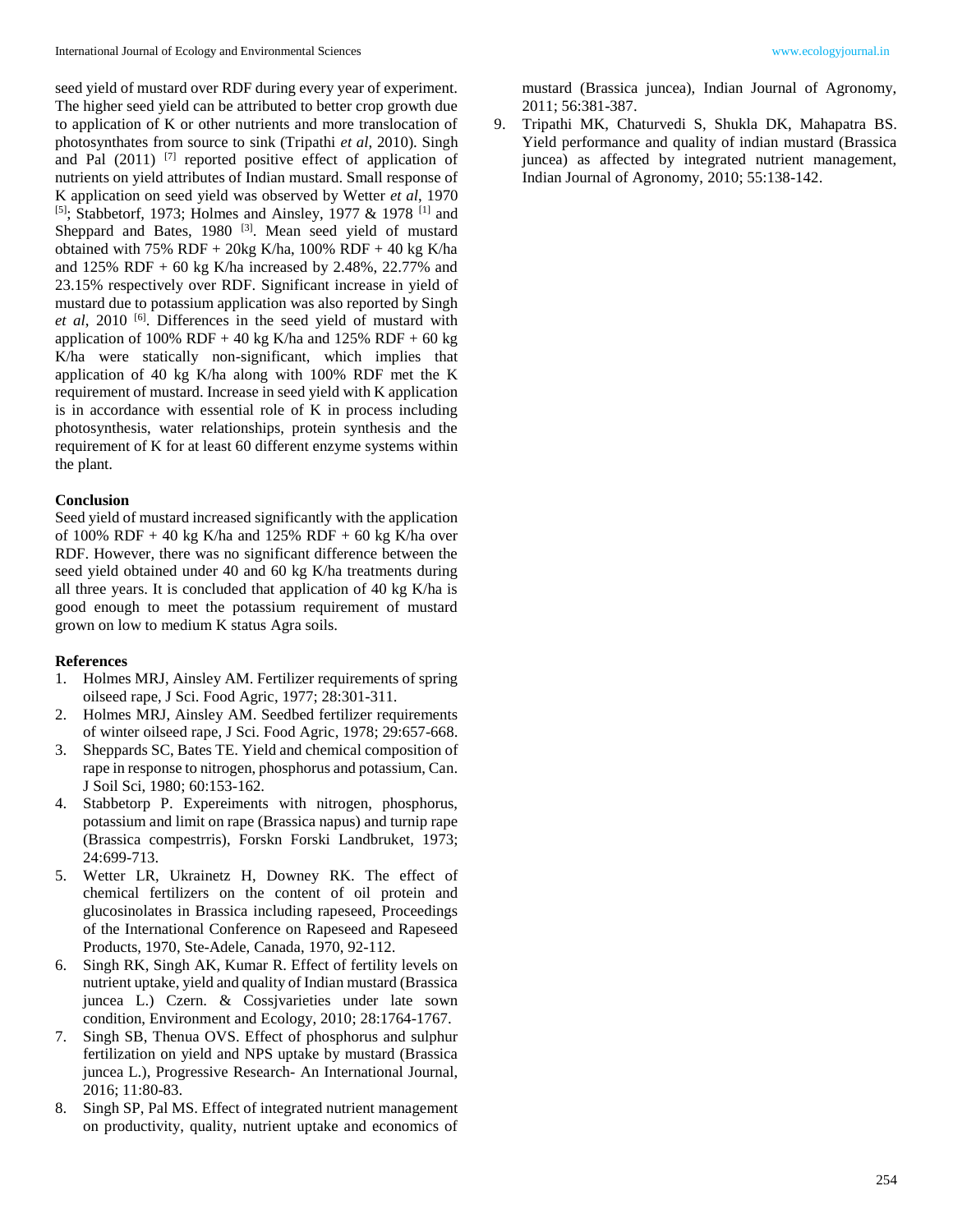seed yield of mustard over RDF during every year of experiment. The higher seed yield can be attributed to better crop growth due to application of K or other nutrients and more translocation of photosynthates from source to sink (Tripathi *et al*, 2010). Singh and Pal (2011) [7] reported positive effect of application of nutrients on yield attributes of Indian mustard. Small response of K application on seed yield was observed by Wetter *et al*, 1970 [5]; Stabbetorf, 1973; Holmes and Ainsley, 1977 & 1978 [1] and Sheppard and Bates, 1980 [3]. Mean seed yield of mustard obtained with 75% RDF + 20kg K/ha, 100% RDF + 40 kg K/ha and 125% RDF + 60 kg K/ha increased by 2.48%, 22.77% and 23.15% respectively over RDF. Significant increase in yield of mustard due to potassium application was also reported by Singh *et al*, 2010 [6]. Differences in the seed yield of mustard with application of 100% RDF + 40 kg K/ha and 125% RDF + 60 kg K/ha were statically non-significant, which implies that application of 40 kg K/ha along with 100% RDF met the K requirement of mustard. Increase in seed yield with K application is in accordance with essential role of K in process including photosynthesis, water relationships, protein synthesis and the requirement of K for at least 60 different enzyme systems within the plant.

## Conclusion

Seed yield of mustard increased significantly with the application of 100% RDF + 40 kg K/ha and 125% RDF + 60 kg K/ha over RDF. However, there was no significant difference between the seed yield obtained under 40 and 60 kg K/ha treatments during all three years. It is concluded that application of 40 kg K/ha is good enough to meet the potassium requirement of mustard grown on low to medium K status Agra soils.

## References

1. Holmes MRJ, Ainsley AM. Fertilizer requirements of spring oilseed rape, J Sci. Food Agric, 1977; 28:301-311.
2. Holmes MRJ, Ainsley AM. Seedbed fertilizer requirements of winter oilseed rape, J Sci. Food Agric, 1978; 29:657-668.
3. Sheppards SC, Bates TE. Yield and chemical composition of rape in response to nitrogen, phosphorus and potassium, Can. J Soil Sci, 1980; 60:153-162.
4. Stabbetorp P. Expereiments with nitrogen, phosphorus, potassium and limit on rape (Brassica napus) and turnip rape (Brassica compestrris), Forskn Forski Landbruket, 1973; 24:699-713.
5. Wetter LR, Ukrainetz H, Downey RK. The effect of chemical fertilizers on the content of oil protein and glucosinolates in Brassica including rapeseed, Proceedings of the International Conference on Rapeseed and Rapeseed Products, 1970, Ste-Adele, Canada, 1970, 92-112.
6. Singh RK, Singh AK, Kumar R. Effect of fertility levels on nutrient uptake, yield and quality of Indian mustard (Brassica juncea L.) Czern. & Cossjvarieties under late sown condition, Environment and Ecology, 2010; 28:1764-1767.
7. Singh SB, Thenua OVS. Effect of phosphorus and sulphur fertilization on yield and NPS uptake by mustard (Brassica juncea L.), Progressive Research- An International Journal, 2016; 11:80-83.
8. Singh SP, Pal MS. Effect of integrated nutrient management on productivity, quality, nutrient uptake and economics of mustard (Brassica juncea), Indian Journal of Agronomy, 2011; 56:381-387.
9. Tripathi MK, Chaturvedi S, Shukla DK, Mahapatra BS. Yield performance and quality of indian mustard (Brassica juncea) as affected by integrated nutrient management, Indian Journal of Agronomy, 2010; 55:138-142.